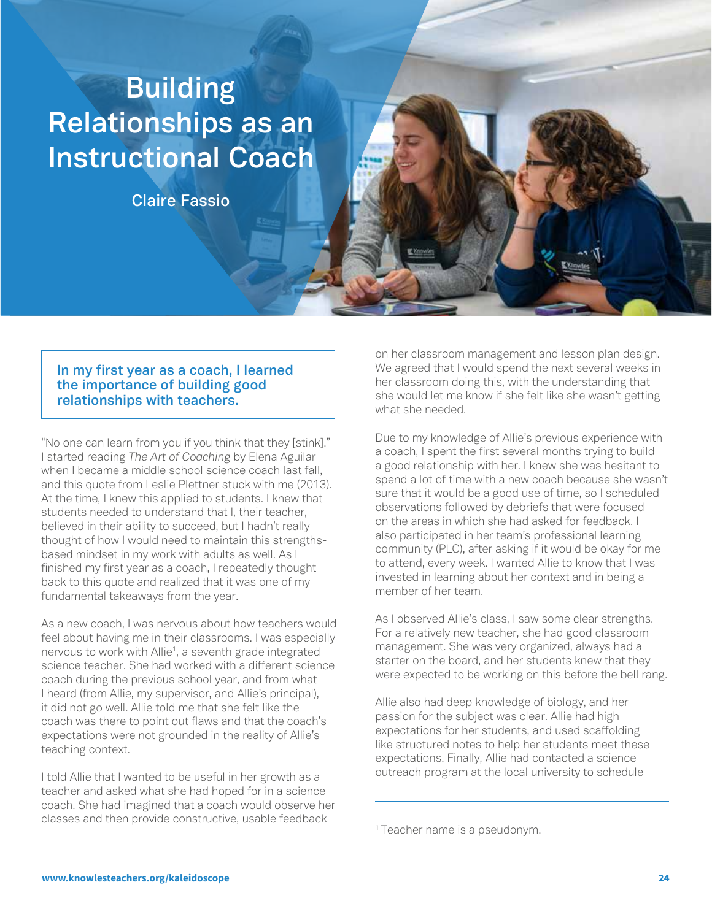# Building Relationships as an Instructional Coach

Claire Fassio

**In my first year as a coach, I learned the importance of building good relationships with teachers.**

"No one can learn from you if you think that they [stink]." I started reading *The Art of Coaching* by Elena Aguilar when I became a middle school science coach last fall, and this quote from Leslie Plettner stuck with me (2013). At the time, I knew this applied to students. I knew that students needed to understand that I, their teacher, believed in their ability to succeed, but I hadn't really thought of how I would need to maintain this strengths-based mindset in my work with adults as well. As I finished my first year as a coach, I repeatedly thought back to this quote and realized that it was one of my fundamental takeaways from the year.

As a new coach, I was nervous about how teachers would feel about having me in their classrooms. I was especially nervous to work with Allie[1], a seventh grade integrated science teacher. She had worked with a different science coach during the previous school year, and from what I heard (from Allie, my supervisor, and Allie's principal), it did not go well. Allie told me that she felt like the coach was there to point out flaws and that the coach's expectations were not grounded in the reality of Allie's teaching context.

I told Allie that I wanted to be useful in her growth as a teacher and asked what she had hoped for in a science coach. She had imagined that a coach would observe her classes and then provide constructive, usable feedback on her classroom management and lesson plan design. We agreed that I would spend the next several weeks in her classroom doing this, with the understanding that she would let me know if she felt like she wasn't getting what she needed.

Due to my knowledge of Allie's previous experience with a coach, I spent the first several months trying to build a good relationship with her. I knew she was hesitant to spend a lot of time with a new coach because she wasn't sure that it would be a good use of time, so I scheduled observations followed by debriefs that were focused on the areas in which she had asked for feedback. I also participated in her team's professional learning community (PLC), after asking if it would be okay for me to attend, every week. I wanted Allie to know that I was invested in learning about her context and in being a member of her team.

As I observed Allie's class, I saw some clear strengths. For a relatively new teacher, she had good classroom management. She was very organized, always had a starter on the board, and her students knew that they were expected to be working on this before the bell rang.

Allie also had deep knowledge of biology, and her passion for the subject was clear. Allie had high expectations for her students, and used scaffolding like structured notes to help her students meet these expectations. Finally, Allie had contacted a science outreach program at the local university to schedule

---

[1] Teacher name is a pseudonym.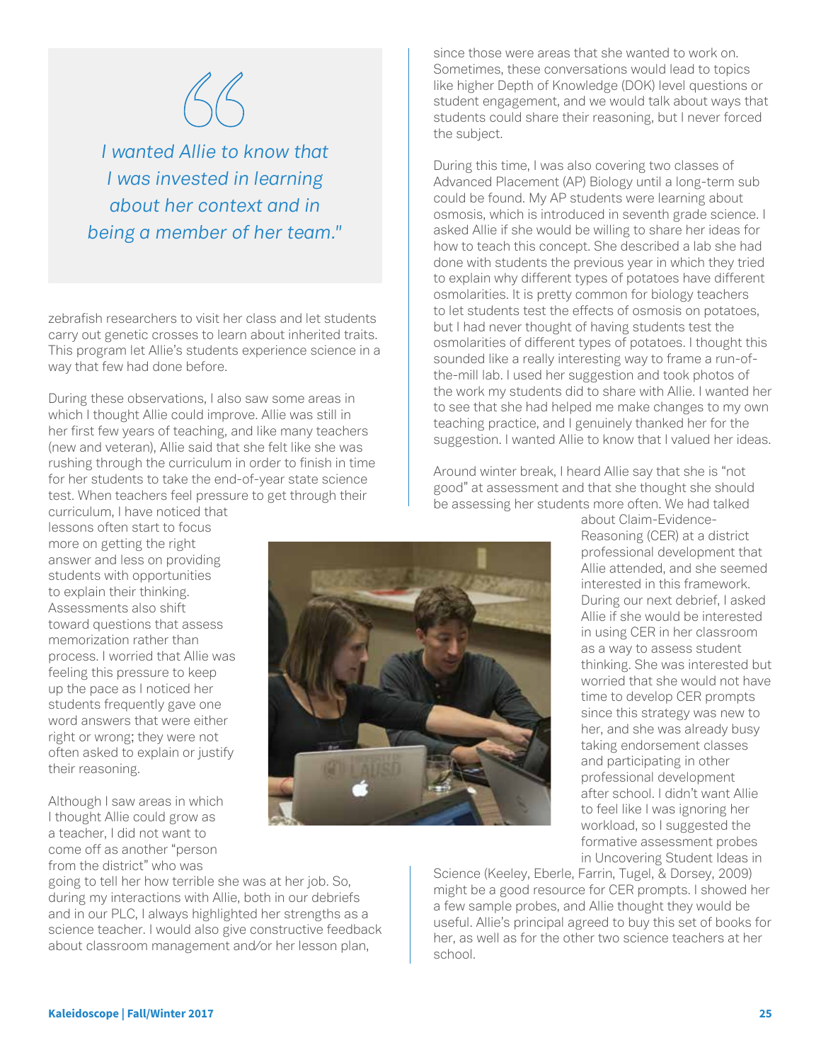> *I wanted Allie to know that I was invested in learning about her context and in being a member of her team."*

zebrafish researchers to visit her class and let students carry out genetic crosses to learn about inherited traits. This program let Allie's students experience science in a way that few had done before.

During these observations, I also saw some areas in which I thought Allie could improve. Allie was still in her first few years of teaching, and like many teachers (new and veteran), Allie said that she felt like she was rushing through the curriculum in order to finish in time for her students to take the end-of-year state science test. When teachers feel pressure to get through their curriculum, I have noticed that lessons often start to focus more on getting the right answer and less on providing students with opportunities to explain their thinking. Assessments also shift toward questions that assess memorization rather than process. I worried that Allie was feeling this pressure to keep up the pace as I noticed her students frequently gave one word answers that were either right or wrong; they were not often asked to explain or justify their reasoning.

Although I saw areas in which I thought Allie could grow as a teacher, I did not want to come off as another "person from the district" who was going to tell her how terrible she was at her job. So, during my interactions with Allie, both in our debriefs and in our PLC, I always highlighted her strengths as a science teacher. I would also give constructive feedback about classroom management and/or her lesson plan, since those were areas that she wanted to work on. Sometimes, these conversations would lead to topics like higher Depth of Knowledge (DOK) level questions or student engagement, and we would talk about ways that students could share their reasoning, but I never forced the subject.

During this time, I was also covering two classes of Advanced Placement (AP) Biology until a long-term sub could be found. My AP students were learning about osmosis, which is introduced in seventh grade science. I asked Allie if she would be willing to share her ideas for how to teach this concept. She described a lab she had done with students the previous year in which they tried to explain why different types of potatoes have different osmolarities. It is pretty common for biology teachers to let students test the effects of osmosis on potatoes, but I had never thought of having students test the osmolarities of different types of potatoes. I thought this sounded like a really interesting way to frame a run-of-the-mill lab. I used her suggestion and took photos of the work my students did to share with Allie. I wanted her to see that she had helped me make changes to my own teaching practice, and I genuinely thanked her for the suggestion. I wanted Allie to know that I valued her ideas.

Around winter break, I heard Allie say that she is "not good" at assessment and that she thought she should be assessing her students more often. We had talked about Claim-Evidence-Reasoning (CER) at a district professional development that Allie attended, and she seemed interested in this framework. During our next debrief, I asked Allie if she would be interested in using CER in her classroom as a way to assess student thinking. She was interested but worried that she would not have time to develop CER prompts since this strategy was new to her, and she was already busy taking endorsement classes and participating in other professional development after school. I didn't want Allie to feel like I was ignoring her workload, so I suggested the formative assessment probes in Uncovering Student Ideas in Science (Keeley, Eberle, Farrin, Tugel, & Dorsey, 2009) might be a good resource for CER prompts. I showed her a few sample probes, and Allie thought they would be useful. Allie's principal agreed to buy this set of books for her, as well as for the other two science teachers at her school.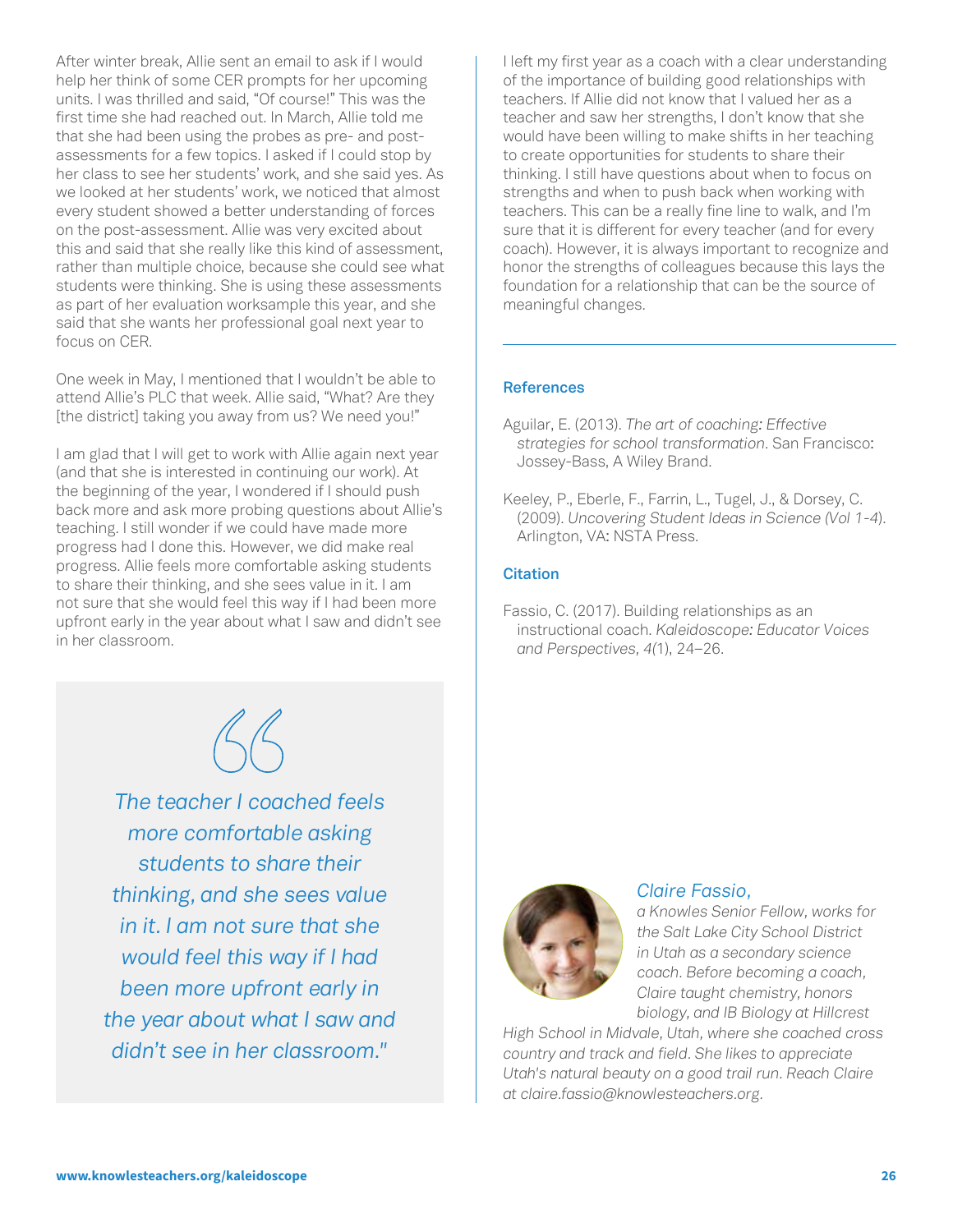After winter break, Allie sent an email to ask if I would help her think of some CER prompts for her upcoming units. I was thrilled and said, "Of course!" This was the first time she had reached out. In March, Allie told me that she had been using the probes as pre- and post-assessments for a few topics. I asked if I could stop by her class to see her students' work, and she said yes. As we looked at her students' work, we noticed that almost every student showed a better understanding of forces on the post-assessment. Allie was very excited about this and said that she really like this kind of assessment, rather than multiple choice, because she could see what students were thinking. She is using these assessments as part of her evaluation worksample this year, and she said that she wants her professional goal next year to focus on CER.

One week in May, I mentioned that I wouldn't be able to attend Allie's PLC that week. Allie said, "What? Are they [the district] taking you away from us? We need you!"

I am glad that I will get to work with Allie again next year (and that she is interested in continuing our work). At the beginning of the year, I wondered if I should push back more and ask more probing questions about Allie's teaching. I still wonder if we could have made more progress had I done this. However, we did make real progress. Allie feels more comfortable asking students to share their thinking, and she sees value in it. I am not sure that she would feel this way if I had been more upfront early in the year about what I saw and didn't see in her classroom.

> *"The teacher I coached feels more comfortable asking students to share their thinking, and she sees value in it. I am not sure that she would feel this way if I had been more upfront early in the year about what I saw and didn't see in her classroom."*

I left my first year as a coach with a clear understanding of the importance of building good relationships with teachers. If Allie did not know that I valued her as a teacher and saw her strengths, I don't know that she would have been willing to make shifts in her teaching to create opportunities for students to share their thinking. I still have questions about when to focus on strengths and when to push back when working with teachers. This can be a really fine line to walk, and I'm sure that it is different for every teacher (and for every coach). However, it is always important to recognize and honor the strengths of colleagues because this lays the foundation for a relationship that can be the source of meaningful changes.

---

### References

Aguilar, E. (2013). *The art of coaching: Effective strategies for school transformation*. San Francisco: Jossey-Bass, A Wiley Brand.

Keeley, P., Eberle, F., Farrin, L., Tugel, J., & Dorsey, C. (2009). *Uncovering Student Ideas in Science (Vol 1-4)*. Arlington, VA: NSTA Press.

### Citation

Fassio, C. (2017). Building relationships as an instructional coach. *Kaleidoscope: Educator Voices and Perspectives, 4*(1), 24–26.

*Claire Fassio, a Knowles Senior Fellow, works for the Salt Lake City School District in Utah as a secondary science coach. Before becoming a coach, Claire taught chemistry, honors biology, and IB Biology at Hillcrest High School in Midvale, Utah, where she coached cross country and track and field. She likes to appreciate Utah's natural beauty on a good trail run. Reach Claire at claire.fassio@knowlesteachers.org.*